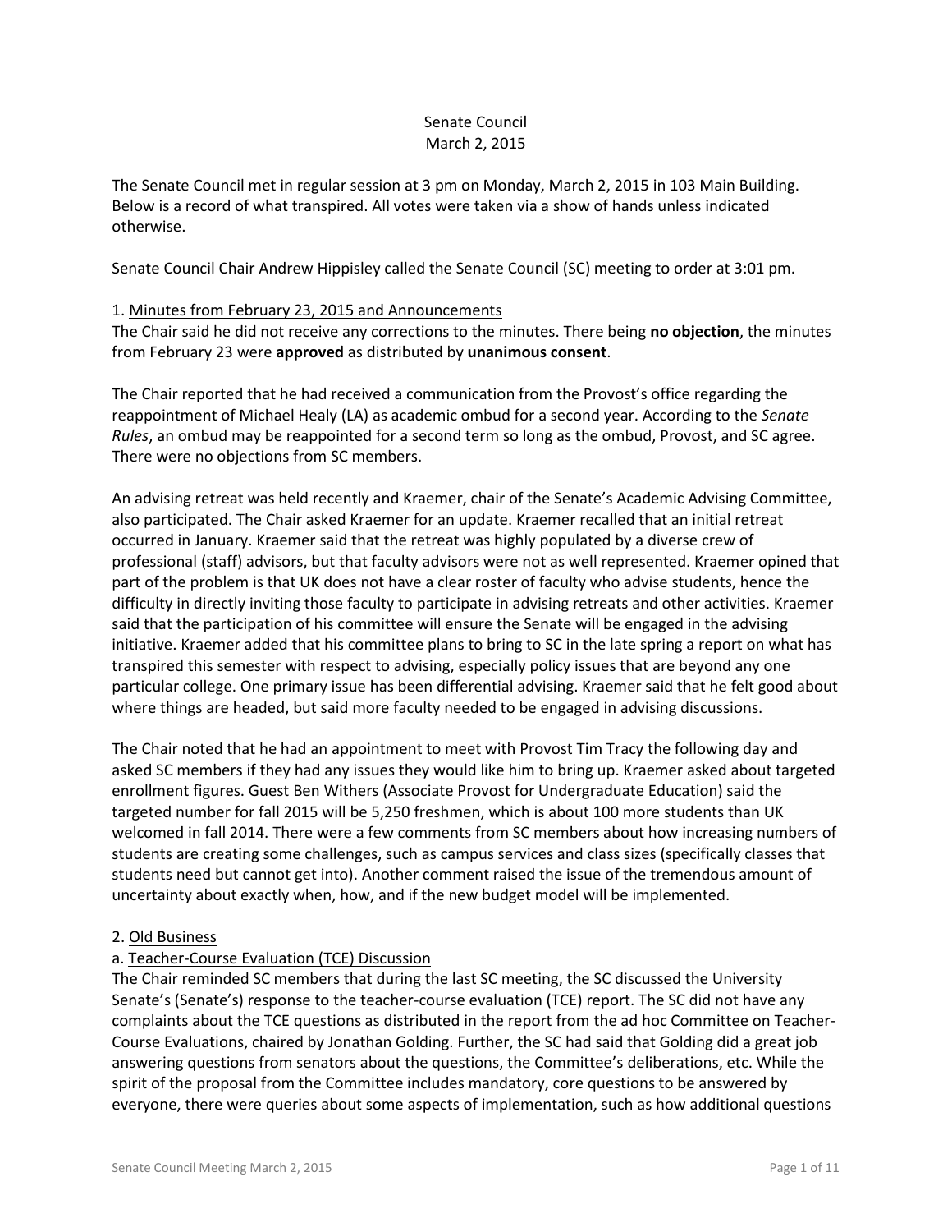Senate Council
March 2, 2015

The Senate Council met in regular session at 3 pm on Monday, March 2, 2015 in 103 Main Building. Below is a record of what transpired. All votes were taken via a show of hands unless indicated otherwise.

Senate Council Chair Andrew Hippisley called the Senate Council (SC) meeting to order at 3:01 pm.

1. Minutes from February 23, 2015 and Announcements

The Chair said he did not receive any corrections to the minutes. There being **no objection**, the minutes from February 23 were **approved** as distributed by **unanimous consent**.

The Chair reported that he had received a communication from the Provost's office regarding the reappointment of Michael Healy (LA) as academic ombud for a second year. According to the *Senate Rules*, an ombud may be reappointed for a second term so long as the ombud, Provost, and SC agree. There were no objections from SC members.

An advising retreat was held recently and Kraemer, chair of the Senate's Academic Advising Committee, also participated. The Chair asked Kraemer for an update. Kraemer recalled that an initial retreat occurred in January. Kraemer said that the retreat was highly populated by a diverse crew of professional (staff) advisors, but that faculty advisors were not as well represented. Kraemer opined that part of the problem is that UK does not have a clear roster of faculty who advise students, hence the difficulty in directly inviting those faculty to participate in advising retreats and other activities. Kraemer said that the participation of his committee will ensure the Senate will be engaged in the advising initiative. Kraemer added that his committee plans to bring to SC in the late spring a report on what has transpired this semester with respect to advising, especially policy issues that are beyond any one particular college. One primary issue has been differential advising. Kraemer said that he felt good about where things are headed, but said more faculty needed to be engaged in advising discussions.

The Chair noted that he had an appointment to meet with Provost Tim Tracy the following day and asked SC members if they had any issues they would like him to bring up. Kraemer asked about targeted enrollment figures. Guest Ben Withers (Associate Provost for Undergraduate Education) said the targeted number for fall 2015 will be 5,250 freshmen, which is about 100 more students than UK welcomed in fall 2014. There were a few comments from SC members about how increasing numbers of students are creating some challenges, such as campus services and class sizes (specifically classes that students need but cannot get into). Another comment raised the issue of the tremendous amount of uncertainty about exactly when, how, and if the new budget model will be implemented.

2. Old Business

a. Teacher-Course Evaluation (TCE) Discussion

The Chair reminded SC members that during the last SC meeting, the SC discussed the University Senate's (Senate's) response to the teacher-course evaluation (TCE) report. The SC did not have any complaints about the TCE questions as distributed in the report from the ad hoc Committee on Teacher-Course Evaluations, chaired by Jonathan Golding. Further, the SC had said that Golding did a great job answering questions from senators about the questions, the Committee's deliberations, etc. While the spirit of the proposal from the Committee includes mandatory, core questions to be answered by everyone, there were queries about some aspects of implementation, such as how additional questions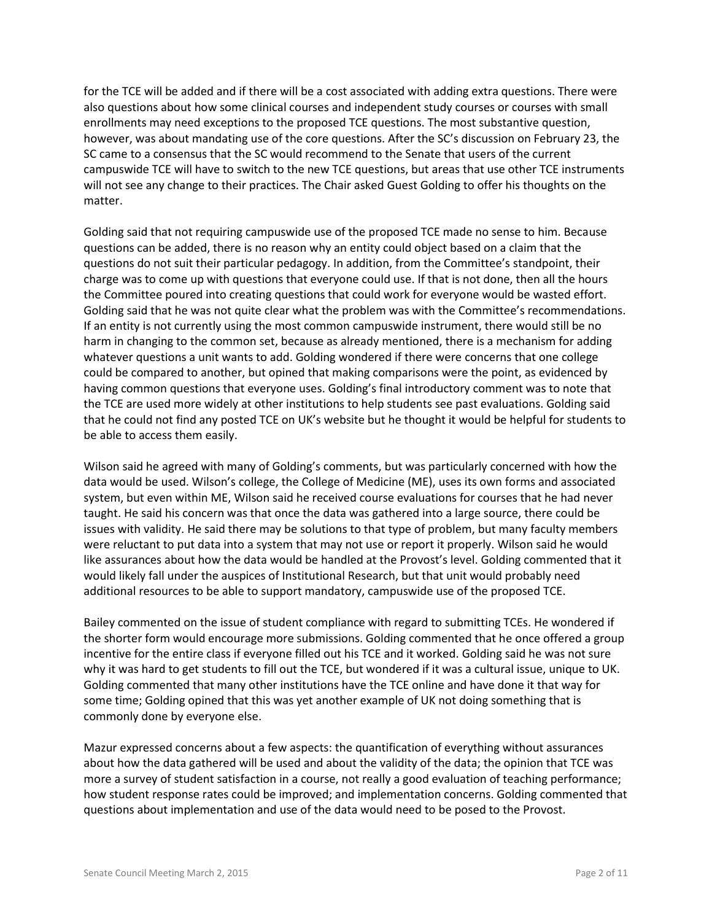for the TCE will be added and if there will be a cost associated with adding extra questions. There were also questions about how some clinical courses and independent study courses or courses with small enrollments may need exceptions to the proposed TCE questions. The most substantive question, however, was about mandating use of the core questions. After the SC's discussion on February 23, the SC came to a consensus that the SC would recommend to the Senate that users of the current campuswide TCE will have to switch to the new TCE questions, but areas that use other TCE instruments will not see any change to their practices. The Chair asked Guest Golding to offer his thoughts on the matter.

Golding said that not requiring campuswide use of the proposed TCE made no sense to him. Because questions can be added, there is no reason why an entity could object based on a claim that the questions do not suit their particular pedagogy. In addition, from the Committee's standpoint, their charge was to come up with questions that everyone could use. If that is not done, then all the hours the Committee poured into creating questions that could work for everyone would be wasted effort. Golding said that he was not quite clear what the problem was with the Committee's recommendations. If an entity is not currently using the most common campuswide instrument, there would still be no harm in changing to the common set, because as already mentioned, there is a mechanism for adding whatever questions a unit wants to add. Golding wondered if there were concerns that one college could be compared to another, but opined that making comparisons were the point, as evidenced by having common questions that everyone uses. Golding's final introductory comment was to note that the TCE are used more widely at other institutions to help students see past evaluations. Golding said that he could not find any posted TCE on UK's website but he thought it would be helpful for students to be able to access them easily.

Wilson said he agreed with many of Golding's comments, but was particularly concerned with how the data would be used. Wilson's college, the College of Medicine (ME), uses its own forms and associated system, but even within ME, Wilson said he received course evaluations for courses that he had never taught. He said his concern was that once the data was gathered into a large source, there could be issues with validity. He said there may be solutions to that type of problem, but many faculty members were reluctant to put data into a system that may not use or report it properly. Wilson said he would like assurances about how the data would be handled at the Provost's level. Golding commented that it would likely fall under the auspices of Institutional Research, but that unit would probably need additional resources to be able to support mandatory, campuswide use of the proposed TCE.

Bailey commented on the issue of student compliance with regard to submitting TCEs. He wondered if the shorter form would encourage more submissions. Golding commented that he once offered a group incentive for the entire class if everyone filled out his TCE and it worked. Golding said he was not sure why it was hard to get students to fill out the TCE, but wondered if it was a cultural issue, unique to UK. Golding commented that many other institutions have the TCE online and have done it that way for some time; Golding opined that this was yet another example of UK not doing something that is commonly done by everyone else.

Mazur expressed concerns about a few aspects: the quantification of everything without assurances about how the data gathered will be used and about the validity of the data; the opinion that TCE was more a survey of student satisfaction in a course, not really a good evaluation of teaching performance; how student response rates could be improved; and implementation concerns. Golding commented that questions about implementation and use of the data would need to be posed to the Provost.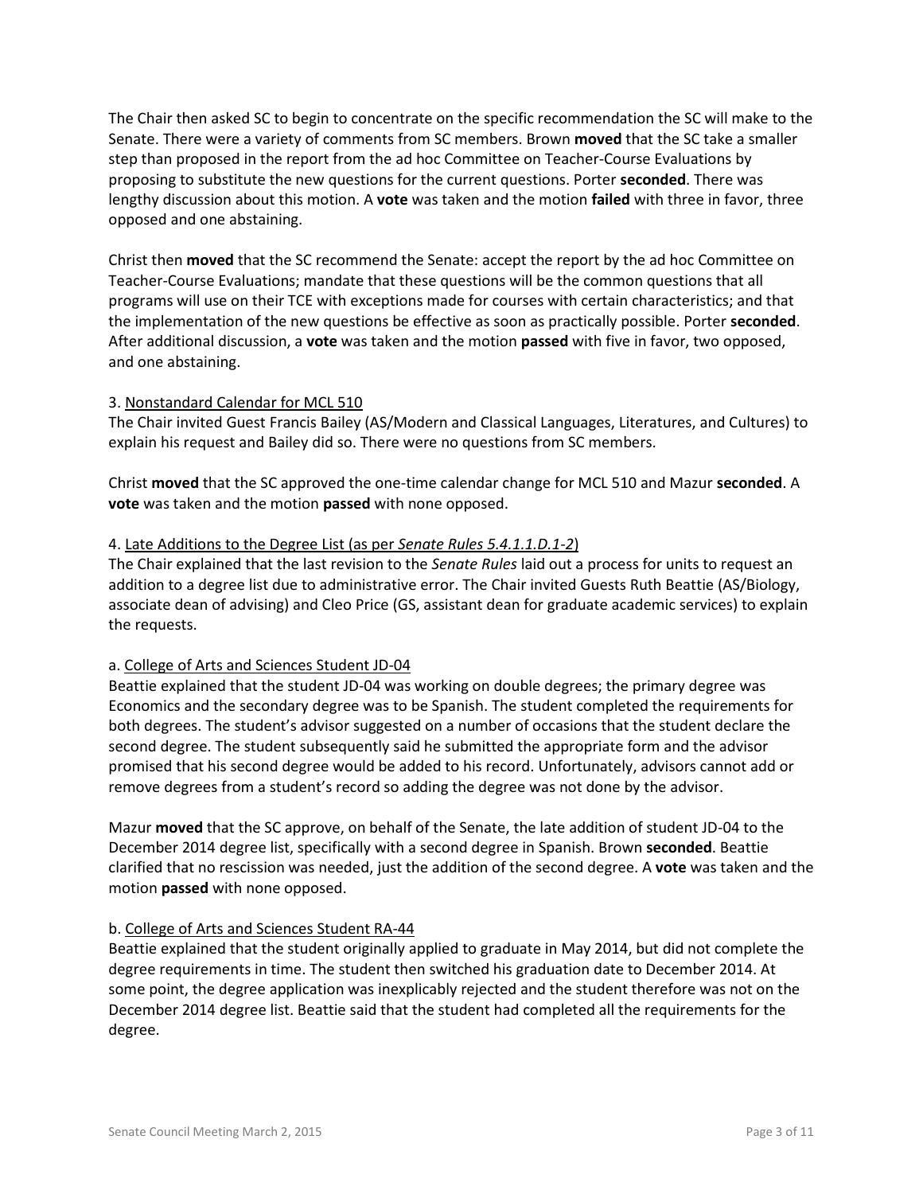The Chair then asked SC to begin to concentrate on the specific recommendation the SC will make to the Senate. There were a variety of comments from SC members. Brown **moved** that the SC take a smaller step than proposed in the report from the ad hoc Committee on Teacher-Course Evaluations by proposing to substitute the new questions for the current questions. Porter **seconded**. There was lengthy discussion about this motion. A **vote** was taken and the motion **failed** with three in favor, three opposed and one abstaining.

Christ then **moved** that the SC recommend the Senate: accept the report by the ad hoc Committee on Teacher-Course Evaluations; mandate that these questions will be the common questions that all programs will use on their TCE with exceptions made for courses with certain characteristics; and that the implementation of the new questions be effective as soon as practically possible. Porter **seconded**. After additional discussion, a **vote** was taken and the motion **passed** with five in favor, two opposed, and one abstaining.

3. <u>Nonstandard Calendar for MCL 510</u>

The Chair invited Guest Francis Bailey (AS/Modern and Classical Languages, Literatures, and Cultures) to explain his request and Bailey did so. There were no questions from SC members.

Christ **moved** that the SC approved the one-time calendar change for MCL 510 and Mazur **seconded**. A **vote** was taken and the motion **passed** with none opposed.

4. <u>Late Additions to the Degree List (as per *Senate Rules 5.4.1.1.D.1-2*)</u>

The Chair explained that the last revision to the *Senate Rules* laid out a process for units to request an addition to a degree list due to administrative error. The Chair invited Guests Ruth Beattie (AS/Biology, associate dean of advising) and Cleo Price (GS, assistant dean for graduate academic services) to explain the requests.

a. <u>College of Arts and Sciences Student JD-04</u>

Beattie explained that the student JD-04 was working on double degrees; the primary degree was Economics and the secondary degree was to be Spanish. The student completed the requirements for both degrees. The student's advisor suggested on a number of occasions that the student declare the second degree. The student subsequently said he submitted the appropriate form and the advisor promised that his second degree would be added to his record. Unfortunately, advisors cannot add or remove degrees from a student's record so adding the degree was not done by the advisor.

Mazur **moved** that the SC approve, on behalf of the Senate, the late addition of student JD-04 to the December 2014 degree list, specifically with a second degree in Spanish. Brown **seconded**. Beattie clarified that no rescission was needed, just the addition of the second degree. A **vote** was taken and the motion **passed** with none opposed.

b. <u>College of Arts and Sciences Student RA-44</u>

Beattie explained that the student originally applied to graduate in May 2014, but did not complete the degree requirements in time. The student then switched his graduation date to December 2014. At some point, the degree application was inexplicably rejected and the student therefore was not on the December 2014 degree list. Beattie said that the student had completed all the requirements for the degree.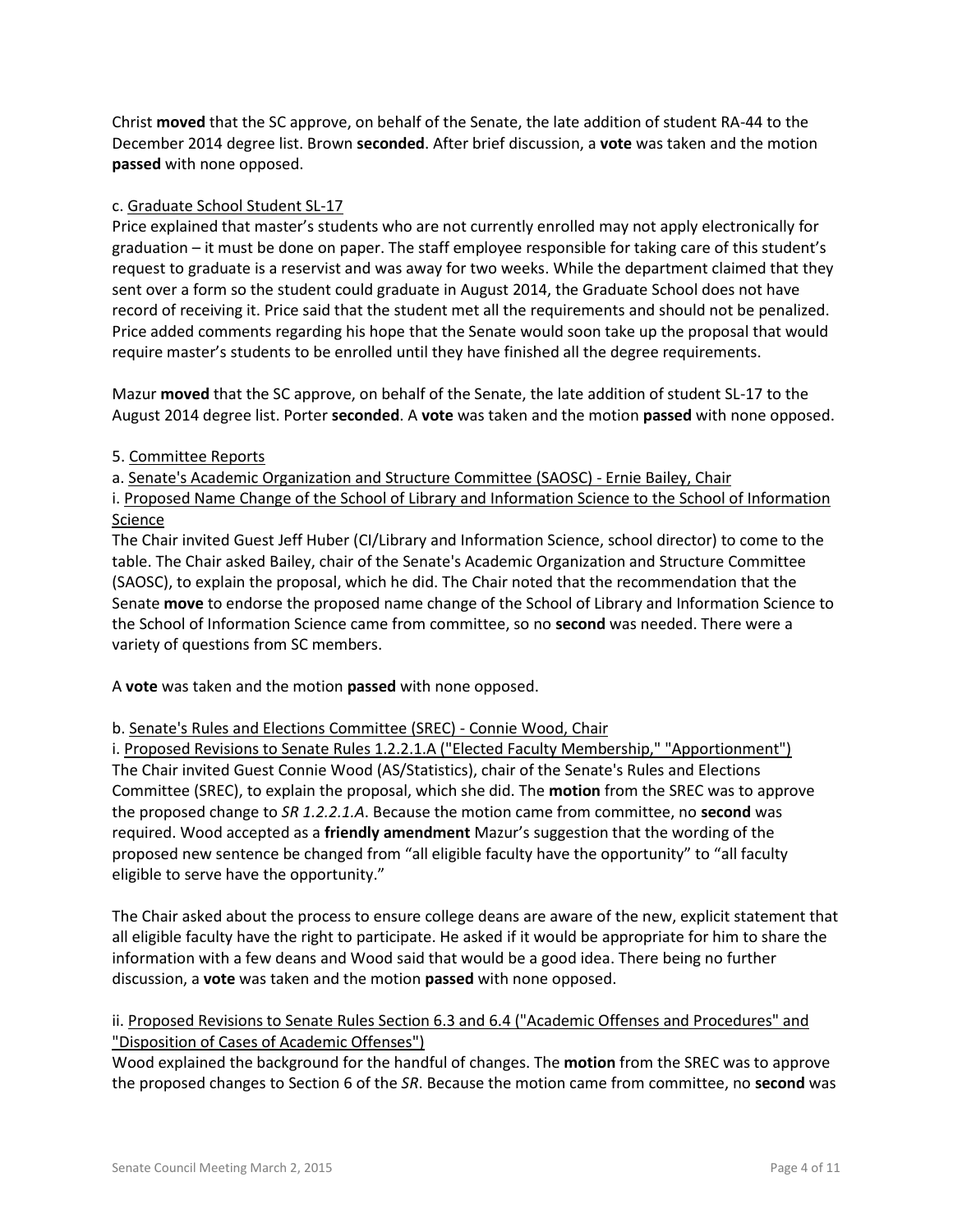Christ **moved** that the SC approve, on behalf of the Senate, the late addition of student RA-44 to the December 2014 degree list. Brown **seconded**. After brief discussion, a **vote** was taken and the motion **passed** with none opposed.

c. Graduate School Student SL-17

Price explained that master's students who are not currently enrolled may not apply electronically for graduation – it must be done on paper. The staff employee responsible for taking care of this student's request to graduate is a reservist and was away for two weeks. While the department claimed that they sent over a form so the student could graduate in August 2014, the Graduate School does not have record of receiving it. Price said that the student met all the requirements and should not be penalized. Price added comments regarding his hope that the Senate would soon take up the proposal that would require master's students to be enrolled until they have finished all the degree requirements.

Mazur **moved** that the SC approve, on behalf of the Senate, the late addition of student SL-17 to the August 2014 degree list. Porter **seconded**. A **vote** was taken and the motion **passed** with none opposed.

5. Committee Reports

a. Senate's Academic Organization and Structure Committee (SAOSC) - Ernie Bailey, Chair

i. Proposed Name Change of the School of Library and Information Science to the School of Information Science

The Chair invited Guest Jeff Huber (CI/Library and Information Science, school director) to come to the table. The Chair asked Bailey, chair of the Senate's Academic Organization and Structure Committee (SAOSC), to explain the proposal, which he did. The Chair noted that the recommendation that the Senate **move** to endorse the proposed name change of the School of Library and Information Science to the School of Information Science came from committee, so no **second** was needed. There were a variety of questions from SC members.

A **vote** was taken and the motion **passed** with none opposed.

b. Senate's Rules and Elections Committee (SREC) - Connie Wood, Chair

i. Proposed Revisions to Senate Rules 1.2.2.1.A ("Elected Faculty Membership," "Apportionment")

The Chair invited Guest Connie Wood (AS/Statistics), chair of the Senate's Rules and Elections Committee (SREC), to explain the proposal, which she did. The **motion** from the SREC was to approve the proposed change to *SR 1.2.2.1.A*. Because the motion came from committee, no **second** was required. Wood accepted as a **friendly amendment** Mazur's suggestion that the wording of the proposed new sentence be changed from "all eligible faculty have the opportunity" to "all faculty eligible to serve have the opportunity."

The Chair asked about the process to ensure college deans are aware of the new, explicit statement that all eligible faculty have the right to participate. He asked if it would be appropriate for him to share the information with a few deans and Wood said that would be a good idea. There being no further discussion, a **vote** was taken and the motion **passed** with none opposed.

ii. Proposed Revisions to Senate Rules Section 6.3 and 6.4 ("Academic Offenses and Procedures" and "Disposition of Cases of Academic Offenses")

Wood explained the background for the handful of changes. The **motion** from the SREC was to approve the proposed changes to Section 6 of the *SR*. Because the motion came from committee, no **second** was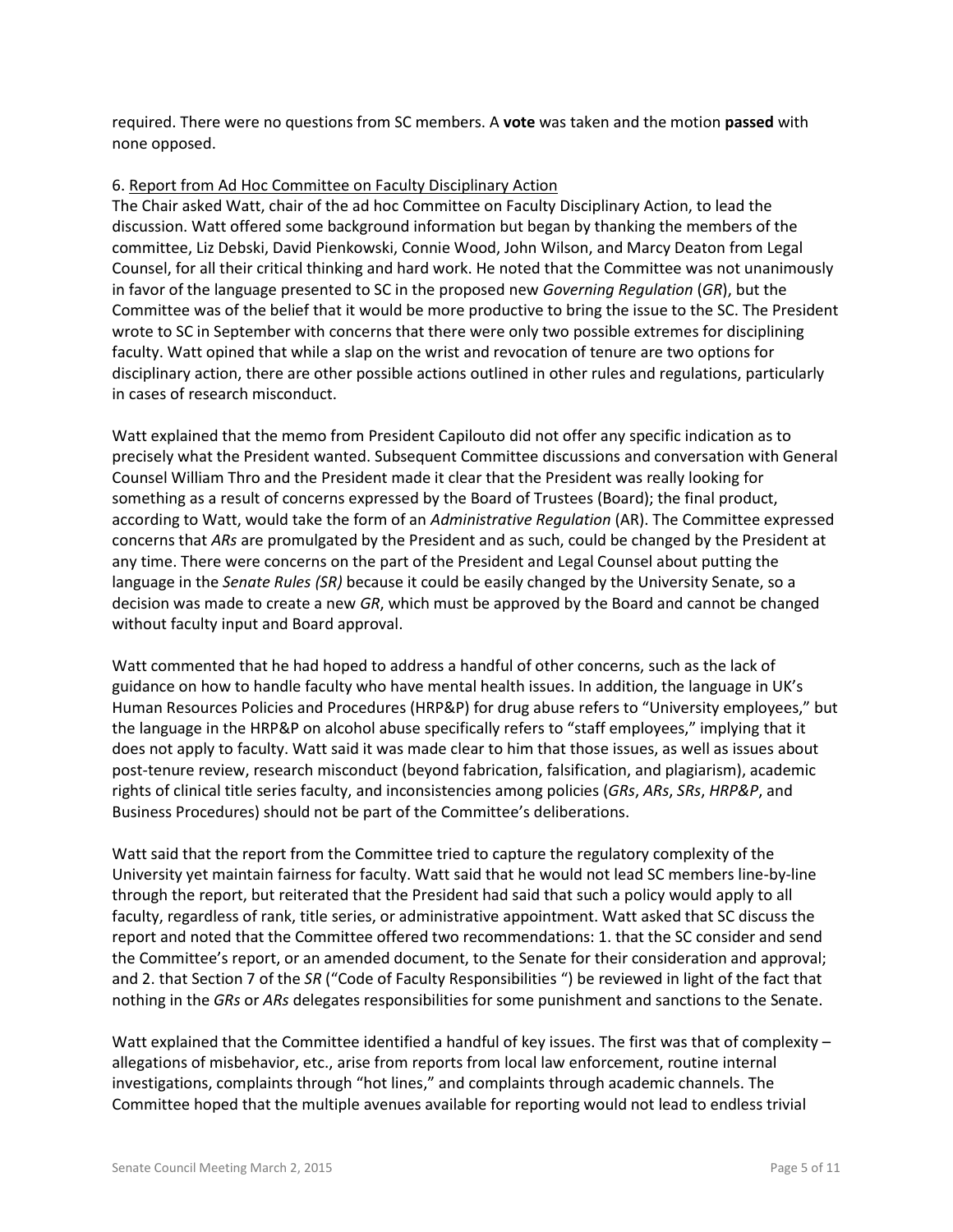required. There were no questions from SC members. A **vote** was taken and the motion **passed** with none opposed.

6. Report from Ad Hoc Committee on Faculty Disciplinary Action

The Chair asked Watt, chair of the ad hoc Committee on Faculty Disciplinary Action, to lead the discussion. Watt offered some background information but began by thanking the members of the committee, Liz Debski, David Pienkowski, Connie Wood, John Wilson, and Marcy Deaton from Legal Counsel, for all their critical thinking and hard work. He noted that the Committee was not unanimously in favor of the language presented to SC in the proposed new *Governing Regulation* (*GR*), but the Committee was of the belief that it would be more productive to bring the issue to the SC. The President wrote to SC in September with concerns that there were only two possible extremes for disciplining faculty. Watt opined that while a slap on the wrist and revocation of tenure are two options for disciplinary action, there are other possible actions outlined in other rules and regulations, particularly in cases of research misconduct.

Watt explained that the memo from President Capilouto did not offer any specific indication as to precisely what the President wanted. Subsequent Committee discussions and conversation with General Counsel William Thro and the President made it clear that the President was really looking for something as a result of concerns expressed by the Board of Trustees (Board); the final product, according to Watt, would take the form of an *Administrative Regulation* (AR). The Committee expressed concerns that *ARs* are promulgated by the President and as such, could be changed by the President at any time. There were concerns on the part of the President and Legal Counsel about putting the language in the *Senate Rules (SR)* because it could be easily changed by the University Senate, so a decision was made to create a new *GR*, which must be approved by the Board and cannot be changed without faculty input and Board approval.

Watt commented that he had hoped to address a handful of other concerns, such as the lack of guidance on how to handle faculty who have mental health issues. In addition, the language in UK's Human Resources Policies and Procedures (HRP&P) for drug abuse refers to "University employees," but the language in the HRP&P on alcohol abuse specifically refers to "staff employees," implying that it does not apply to faculty. Watt said it was made clear to him that those issues, as well as issues about post-tenure review, research misconduct (beyond fabrication, falsification, and plagiarism), academic rights of clinical title series faculty, and inconsistencies among policies (*GRs*, *ARs*, *SRs*, *HRP&P*, and Business Procedures) should not be part of the Committee's deliberations.

Watt said that the report from the Committee tried to capture the regulatory complexity of the University yet maintain fairness for faculty. Watt said that he would not lead SC members line-by-line through the report, but reiterated that the President had said that such a policy would apply to all faculty, regardless of rank, title series, or administrative appointment. Watt asked that SC discuss the report and noted that the Committee offered two recommendations: 1. that the SC consider and send the Committee's report, or an amended document, to the Senate for their consideration and approval; and 2. that Section 7 of the *SR* ("Code of Faculty Responsibilities ") be reviewed in light of the fact that nothing in the *GRs* or *ARs* delegates responsibilities for some punishment and sanctions to the Senate.

Watt explained that the Committee identified a handful of key issues. The first was that of complexity – allegations of misbehavior, etc., arise from reports from local law enforcement, routine internal investigations, complaints through "hot lines," and complaints through academic channels. The Committee hoped that the multiple avenues available for reporting would not lead to endless trivial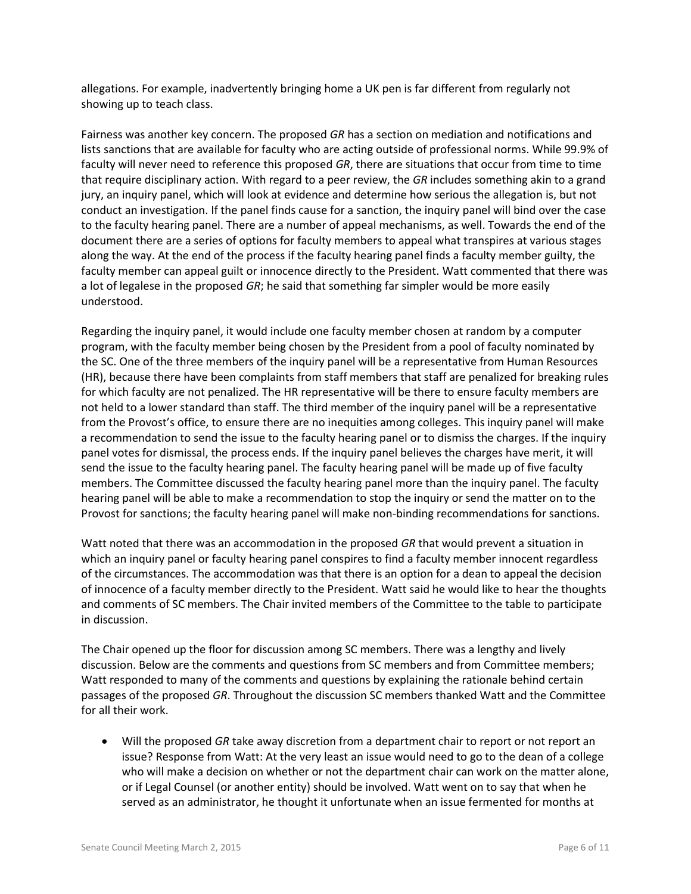allegations. For example, inadvertently bringing home a UK pen is far different from regularly not showing up to teach class.

Fairness was another key concern. The proposed *GR* has a section on mediation and notifications and lists sanctions that are available for faculty who are acting outside of professional norms. While 99.9% of faculty will never need to reference this proposed *GR*, there are situations that occur from time to time that require disciplinary action. With regard to a peer review, the *GR* includes something akin to a grand jury, an inquiry panel, which will look at evidence and determine how serious the allegation is, but not conduct an investigation. If the panel finds cause for a sanction, the inquiry panel will bind over the case to the faculty hearing panel. There are a number of appeal mechanisms, as well. Towards the end of the document there are a series of options for faculty members to appeal what transpires at various stages along the way. At the end of the process if the faculty hearing panel finds a faculty member guilty, the faculty member can appeal guilt or innocence directly to the President. Watt commented that there was a lot of legalese in the proposed *GR*; he said that something far simpler would be more easily understood.

Regarding the inquiry panel, it would include one faculty member chosen at random by a computer program, with the faculty member being chosen by the President from a pool of faculty nominated by the SC. One of the three members of the inquiry panel will be a representative from Human Resources (HR), because there have been complaints from staff members that staff are penalized for breaking rules for which faculty are not penalized. The HR representative will be there to ensure faculty members are not held to a lower standard than staff. The third member of the inquiry panel will be a representative from the Provost's office, to ensure there are no inequities among colleges. This inquiry panel will make a recommendation to send the issue to the faculty hearing panel or to dismiss the charges. If the inquiry panel votes for dismissal, the process ends. If the inquiry panel believes the charges have merit, it will send the issue to the faculty hearing panel. The faculty hearing panel will be made up of five faculty members. The Committee discussed the faculty hearing panel more than the inquiry panel. The faculty hearing panel will be able to make a recommendation to stop the inquiry or send the matter on to the Provost for sanctions; the faculty hearing panel will make non-binding recommendations for sanctions.

Watt noted that there was an accommodation in the proposed *GR* that would prevent a situation in which an inquiry panel or faculty hearing panel conspires to find a faculty member innocent regardless of the circumstances. The accommodation was that there is an option for a dean to appeal the decision of innocence of a faculty member directly to the President. Watt said he would like to hear the thoughts and comments of SC members. The Chair invited members of the Committee to the table to participate in discussion.

The Chair opened up the floor for discussion among SC members. There was a lengthy and lively discussion. Below are the comments and questions from SC members and from Committee members; Watt responded to many of the comments and questions by explaining the rationale behind certain passages of the proposed *GR*. Throughout the discussion SC members thanked Watt and the Committee for all their work.

- Will the proposed *GR* take away discretion from a department chair to report or not report an issue? Response from Watt: At the very least an issue would need to go to the dean of a college who will make a decision on whether or not the department chair can work on the matter alone, or if Legal Counsel (or another entity) should be involved. Watt went on to say that when he served as an administrator, he thought it unfortunate when an issue fermented for months at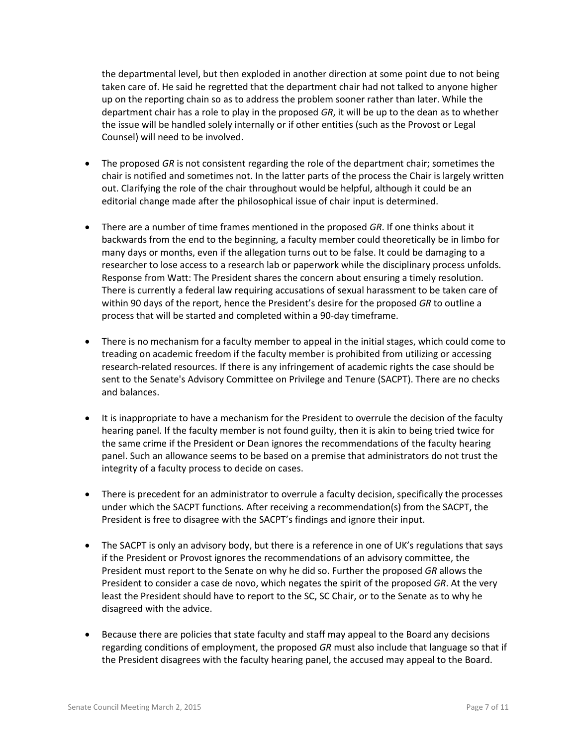the departmental level, but then exploded in another direction at some point due to not being taken care of. He said he regretted that the department chair had not talked to anyone higher up on the reporting chain so as to address the problem sooner rather than later. While the department chair has a role to play in the proposed *GR*, it will be up to the dean as to whether the issue will be handled solely internally or if other entities (such as the Provost or Legal Counsel) will need to be involved.

- The proposed *GR* is not consistent regarding the role of the department chair; sometimes the chair is notified and sometimes not. In the latter parts of the process the Chair is largely written out. Clarifying the role of the chair throughout would be helpful, although it could be an editorial change made after the philosophical issue of chair input is determined.
- There are a number of time frames mentioned in the proposed *GR*. If one thinks about it backwards from the end to the beginning, a faculty member could theoretically be in limbo for many days or months, even if the allegation turns out to be false. It could be damaging to a researcher to lose access to a research lab or paperwork while the disciplinary process unfolds. Response from Watt: The President shares the concern about ensuring a timely resolution. There is currently a federal law requiring accusations of sexual harassment to be taken care of within 90 days of the report, hence the President's desire for the proposed *GR* to outline a process that will be started and completed within a 90-day timeframe.
- There is no mechanism for a faculty member to appeal in the initial stages, which could come to treading on academic freedom if the faculty member is prohibited from utilizing or accessing research-related resources. If there is any infringement of academic rights the case should be sent to the Senate's Advisory Committee on Privilege and Tenure (SACPT). There are no checks and balances.
- It is inappropriate to have a mechanism for the President to overrule the decision of the faculty hearing panel. If the faculty member is not found guilty, then it is akin to being tried twice for the same crime if the President or Dean ignores the recommendations of the faculty hearing panel. Such an allowance seems to be based on a premise that administrators do not trust the integrity of a faculty process to decide on cases.
- There is precedent for an administrator to overrule a faculty decision, specifically the processes under which the SACPT functions. After receiving a recommendation(s) from the SACPT, the President is free to disagree with the SACPT's findings and ignore their input.
- The SACPT is only an advisory body, but there is a reference in one of UK's regulations that says if the President or Provost ignores the recommendations of an advisory committee, the President must report to the Senate on why he did so. Further the proposed *GR* allows the President to consider a case de novo, which negates the spirit of the proposed *GR*. At the very least the President should have to report to the SC, SC Chair, or to the Senate as to why he disagreed with the advice.
- Because there are policies that state faculty and staff may appeal to the Board any decisions regarding conditions of employment, the proposed *GR* must also include that language so that if the President disagrees with the faculty hearing panel, the accused may appeal to the Board.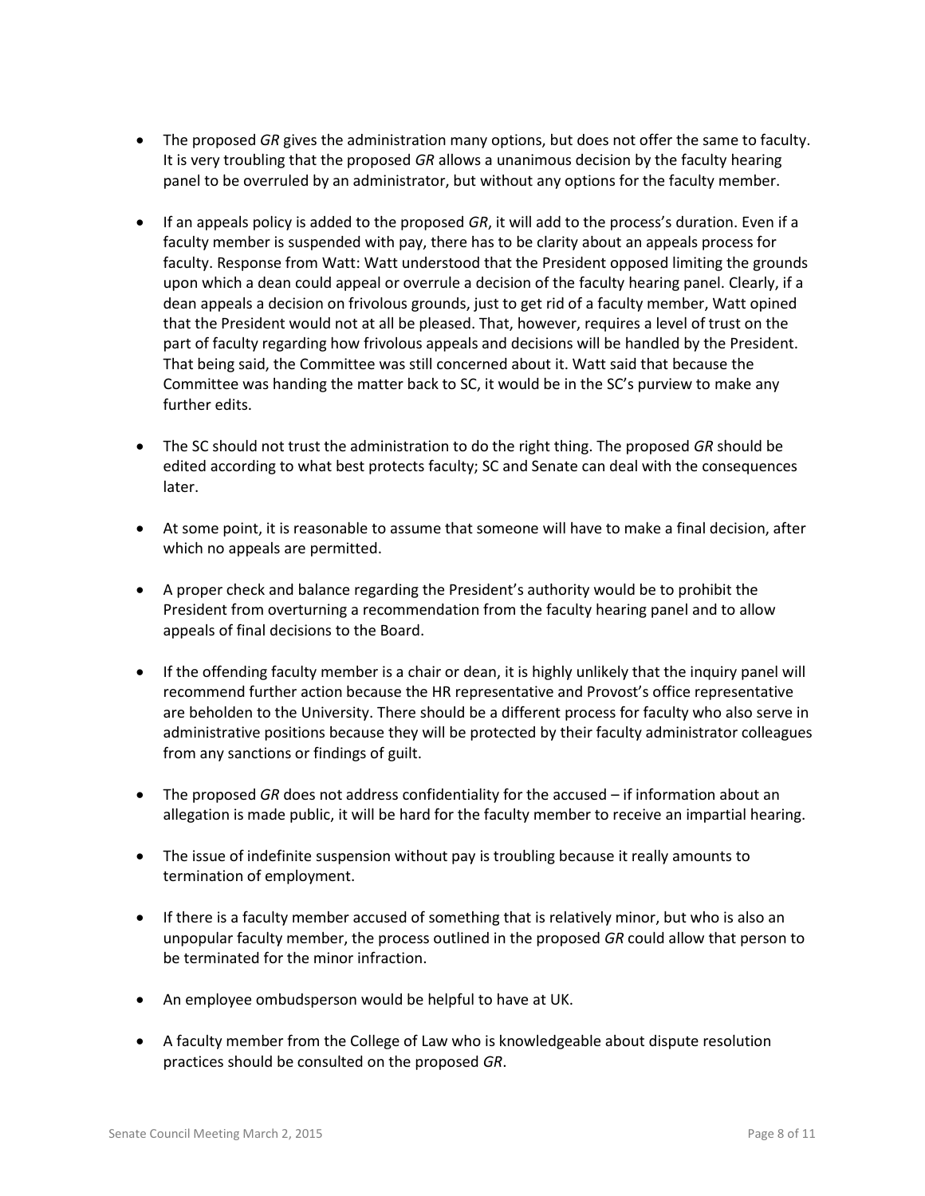- The proposed *GR* gives the administration many options, but does not offer the same to faculty. It is very troubling that the proposed *GR* allows a unanimous decision by the faculty hearing panel to be overruled by an administrator, but without any options for the faculty member.

- If an appeals policy is added to the proposed *GR*, it will add to the process's duration. Even if a faculty member is suspended with pay, there has to be clarity about an appeals process for faculty. Response from Watt: Watt understood that the President opposed limiting the grounds upon which a dean could appeal or overrule a decision of the faculty hearing panel. Clearly, if a dean appeals a decision on frivolous grounds, just to get rid of a faculty member, Watt opined that the President would not at all be pleased. That, however, requires a level of trust on the part of faculty regarding how frivolous appeals and decisions will be handled by the President. That being said, the Committee was still concerned about it. Watt said that because the Committee was handing the matter back to SC, it would be in the SC's purview to make any further edits.

- The SC should not trust the administration to do the right thing. The proposed *GR* should be edited according to what best protects faculty; SC and Senate can deal with the consequences later.

- At some point, it is reasonable to assume that someone will have to make a final decision, after which no appeals are permitted.

- A proper check and balance regarding the President's authority would be to prohibit the President from overturning a recommendation from the faculty hearing panel and to allow appeals of final decisions to the Board.

- If the offending faculty member is a chair or dean, it is highly unlikely that the inquiry panel will recommend further action because the HR representative and Provost's office representative are beholden to the University. There should be a different process for faculty who also serve in administrative positions because they will be protected by their faculty administrator colleagues from any sanctions or findings of guilt.

- The proposed *GR* does not address confidentiality for the accused – if information about an allegation is made public, it will be hard for the faculty member to receive an impartial hearing.

- The issue of indefinite suspension without pay is troubling because it really amounts to termination of employment.

- If there is a faculty member accused of something that is relatively minor, but who is also an unpopular faculty member, the process outlined in the proposed *GR* could allow that person to be terminated for the minor infraction.

- An employee ombudsperson would be helpful to have at UK.

- A faculty member from the College of Law who is knowledgeable about dispute resolution practices should be consulted on the proposed *GR*.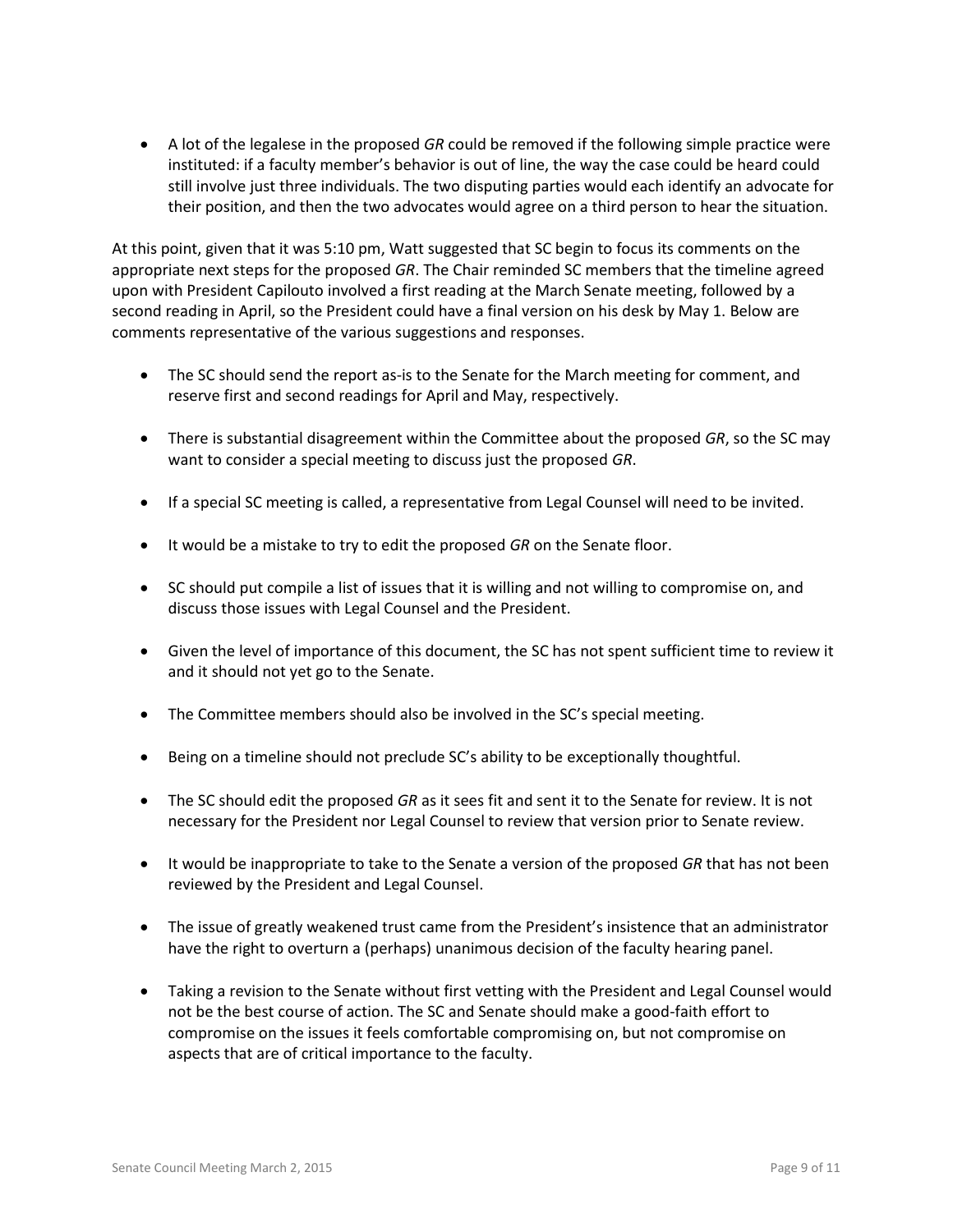- A lot of the legalese in the proposed *GR* could be removed if the following simple practice were instituted: if a faculty member's behavior is out of line, the way the case could be heard could still involve just three individuals. The two disputing parties would each identify an advocate for their position, and then the two advocates would agree on a third person to hear the situation.

At this point, given that it was 5:10 pm, Watt suggested that SC begin to focus its comments on the appropriate next steps for the proposed *GR*. The Chair reminded SC members that the timeline agreed upon with President Capilouto involved a first reading at the March Senate meeting, followed by a second reading in April, so the President could have a final version on his desk by May 1. Below are comments representative of the various suggestions and responses.

- The SC should send the report as-is to the Senate for the March meeting for comment, and reserve first and second readings for April and May, respectively.
- There is substantial disagreement within the Committee about the proposed *GR*, so the SC may want to consider a special meeting to discuss just the proposed *GR*.
- If a special SC meeting is called, a representative from Legal Counsel will need to be invited.
- It would be a mistake to try to edit the proposed *GR* on the Senate floor.
- SC should put compile a list of issues that it is willing and not willing to compromise on, and discuss those issues with Legal Counsel and the President.
- Given the level of importance of this document, the SC has not spent sufficient time to review it and it should not yet go to the Senate.
- The Committee members should also be involved in the SC's special meeting.
- Being on a timeline should not preclude SC's ability to be exceptionally thoughtful.
- The SC should edit the proposed *GR* as it sees fit and sent it to the Senate for review. It is not necessary for the President nor Legal Counsel to review that version prior to Senate review.
- It would be inappropriate to take to the Senate a version of the proposed *GR* that has not been reviewed by the President and Legal Counsel.
- The issue of greatly weakened trust came from the President's insistence that an administrator have the right to overturn a (perhaps) unanimous decision of the faculty hearing panel.
- Taking a revision to the Senate without first vetting with the President and Legal Counsel would not be the best course of action. The SC and Senate should make a good-faith effort to compromise on the issues it feels comfortable compromising on, but not compromise on aspects that are of critical importance to the faculty.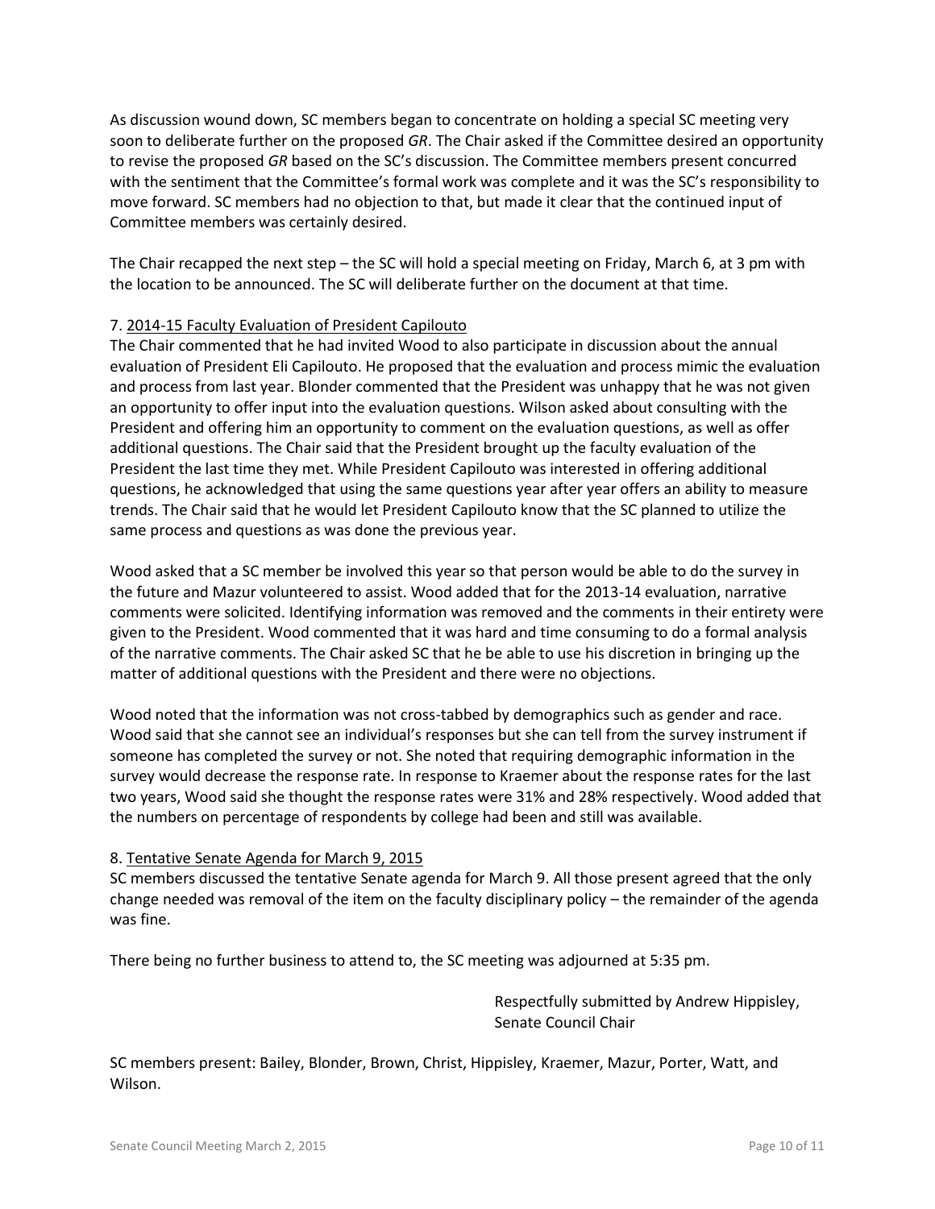As discussion wound down, SC members began to concentrate on holding a special SC meeting very soon to deliberate further on the proposed *GR*. The Chair asked if the Committee desired an opportunity to revise the proposed *GR* based on the SC's discussion. The Committee members present concurred with the sentiment that the Committee's formal work was complete and it was the SC's responsibility to move forward. SC members had no objection to that, but made it clear that the continued input of Committee members was certainly desired.

The Chair recapped the next step – the SC will hold a special meeting on Friday, March 6, at 3 pm with the location to be announced. The SC will deliberate further on the document at that time.

7. <u>2014-15 Faculty Evaluation of President Capilouto</u>

The Chair commented that he had invited Wood to also participate in discussion about the annual evaluation of President Eli Capilouto. He proposed that the evaluation and process mimic the evaluation and process from last year. Blonder commented that the President was unhappy that he was not given an opportunity to offer input into the evaluation questions. Wilson asked about consulting with the President and offering him an opportunity to comment on the evaluation questions, as well as offer additional questions. The Chair said that the President brought up the faculty evaluation of the President the last time they met. While President Capilouto was interested in offering additional questions, he acknowledged that using the same questions year after year offers an ability to measure trends. The Chair said that he would let President Capilouto know that the SC planned to utilize the same process and questions as was done the previous year.

Wood asked that a SC member be involved this year so that person would be able to do the survey in the future and Mazur volunteered to assist. Wood added that for the 2013-14 evaluation, narrative comments were solicited. Identifying information was removed and the comments in their entirety were given to the President. Wood commented that it was hard and time consuming to do a formal analysis of the narrative comments. The Chair asked SC that he be able to use his discretion in bringing up the matter of additional questions with the President and there were no objections.

Wood noted that the information was not cross-tabbed by demographics such as gender and race. Wood said that she cannot see an individual's responses but she can tell from the survey instrument if someone has completed the survey or not. She noted that requiring demographic information in the survey would decrease the response rate. In response to Kraemer about the response rates for the last two years, Wood said she thought the response rates were 31% and 28% respectively. Wood added that the numbers on percentage of respondents by college had been and still was available.

8. <u>Tentative Senate Agenda for March 9, 2015</u>

SC members discussed the tentative Senate agenda for March 9. All those present agreed that the only change needed was removal of the item on the faculty disciplinary policy – the remainder of the agenda was fine.

There being no further business to attend to, the SC meeting was adjourned at 5:35 pm.

Respectfully submitted by Andrew Hippisley,
Senate Council Chair

SC members present: Bailey, Blonder, Brown, Christ, Hippisley, Kraemer, Mazur, Porter, Watt, and Wilson.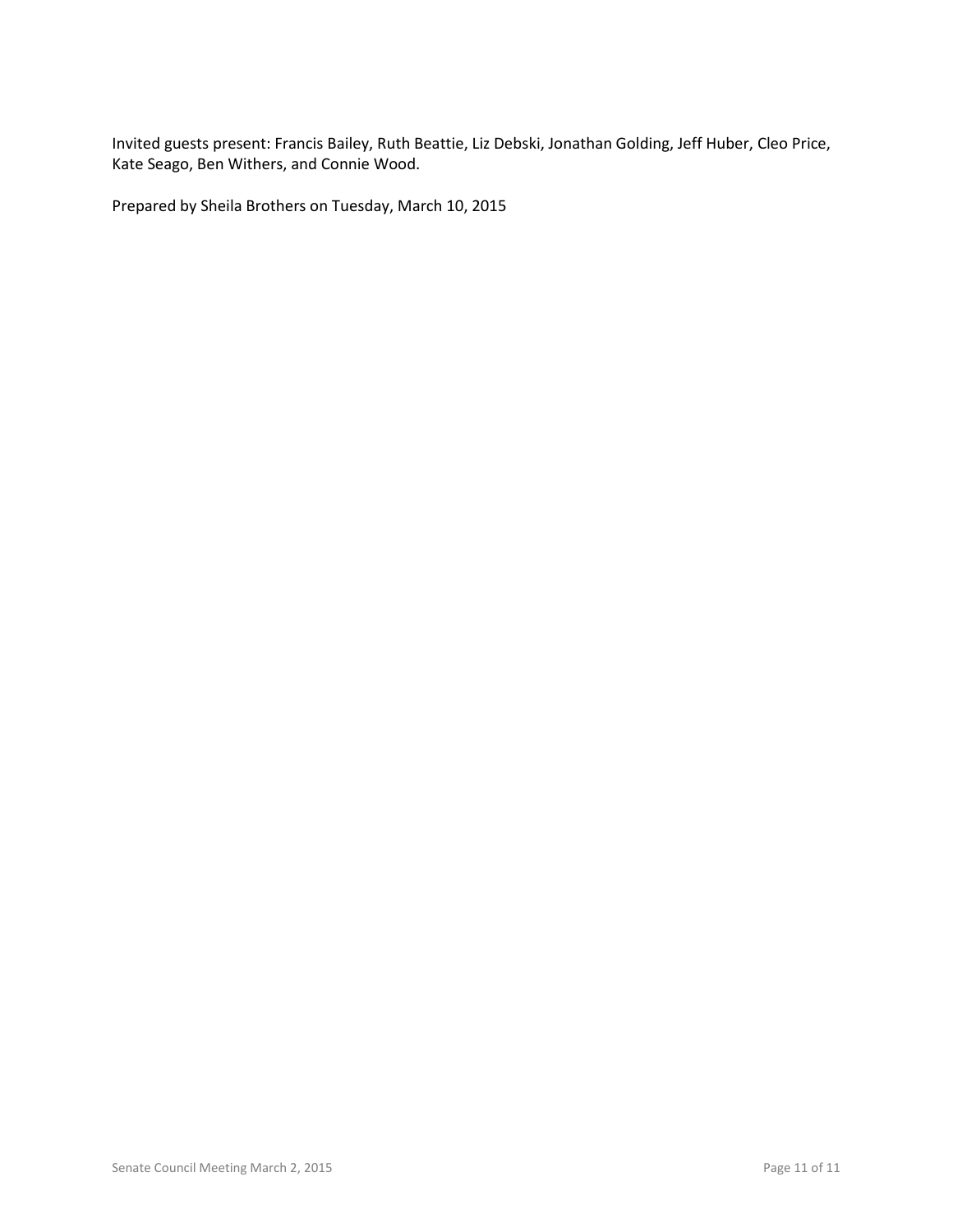Invited guests present: Francis Bailey, Ruth Beattie, Liz Debski, Jonathan Golding, Jeff Huber, Cleo Price, Kate Seago, Ben Withers, and Connie Wood.

Prepared by Sheila Brothers on Tuesday, March 10, 2015